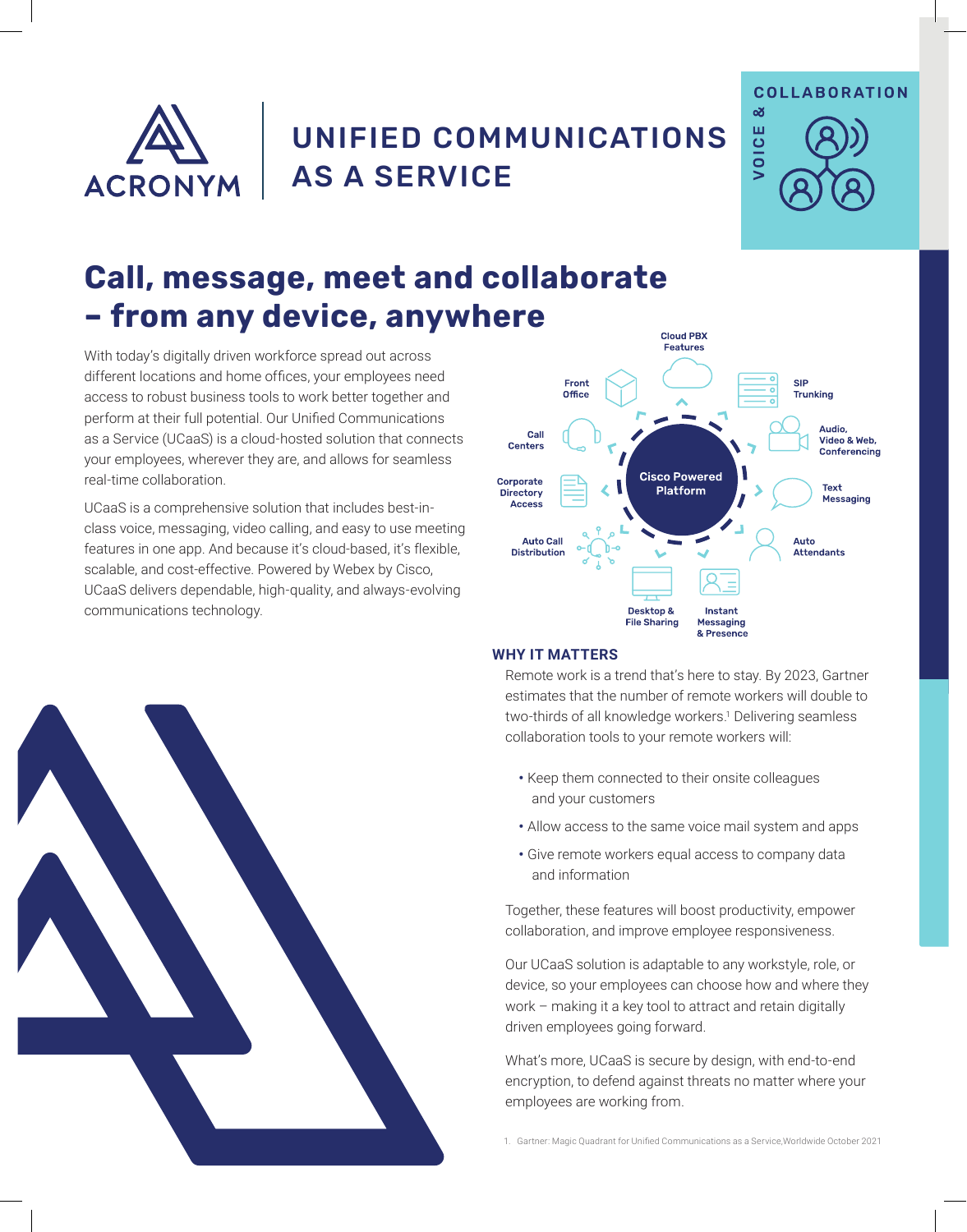ACRONYM

# UNIFIED COMMUNICATIONS AS A SERVICE

VOICE & COLLABORATION

## Call, message, meet and collaborate – from any device, anywhere

With today's digitally driven workforce spread out across different locations and home offices, your employees need access to robust business tools to work better together and perform at their full potential. Our Unified Communications as a Service (UCaaS) is a cloud-hosted solution that connects your employees, wherever they are, and allows for seamless real-time collaboration.

UCaaS is a comprehensive solution that includes best-in-class voice, messaging, video calling, and easy to use meeting features in one app. And because it's cloud-based, it's flexible, scalable, and cost-effective. Powered by Webex by Cisco, UCaaS delivers dependable, high-quality, and always-evolving communications technology.

Cisco Powered Platform

- Cloud PBX Features
- SIP Trunking
- Audio, Video & Web, Conferencing
- Text Messaging
- Auto Attendants
- Instant Messaging & Presence
- Desktop & File Sharing
- Auto Call Distribution
- Corporate Directory Access
- Call Centers
- Front Office

### WHY IT MATTERS

Remote work is a trend that's here to stay. By 2023, Gartner estimates that the number of remote workers will double to two-thirds of all knowledge workers.[1] Delivering seamless collaboration tools to your remote workers will:

- Keep them connected to their onsite colleagues and your customers
- Allow access to the same voice mail system and apps
- Give remote workers equal access to company data and information

Together, these features will boost productivity, empower collaboration, and improve employee responsiveness.

Our UCaaS solution is adaptable to any workstyle, role, or device, so your employees can choose how and where they work – making it a key tool to attract and retain digitally driven employees going forward.

What's more, UCaaS is secure by design, with end-to-end encryption, to defend against threats no matter where your employees are working from.

1. Gartner: Magic Quadrant for Unified Communications as a Service,Worldwide October 2021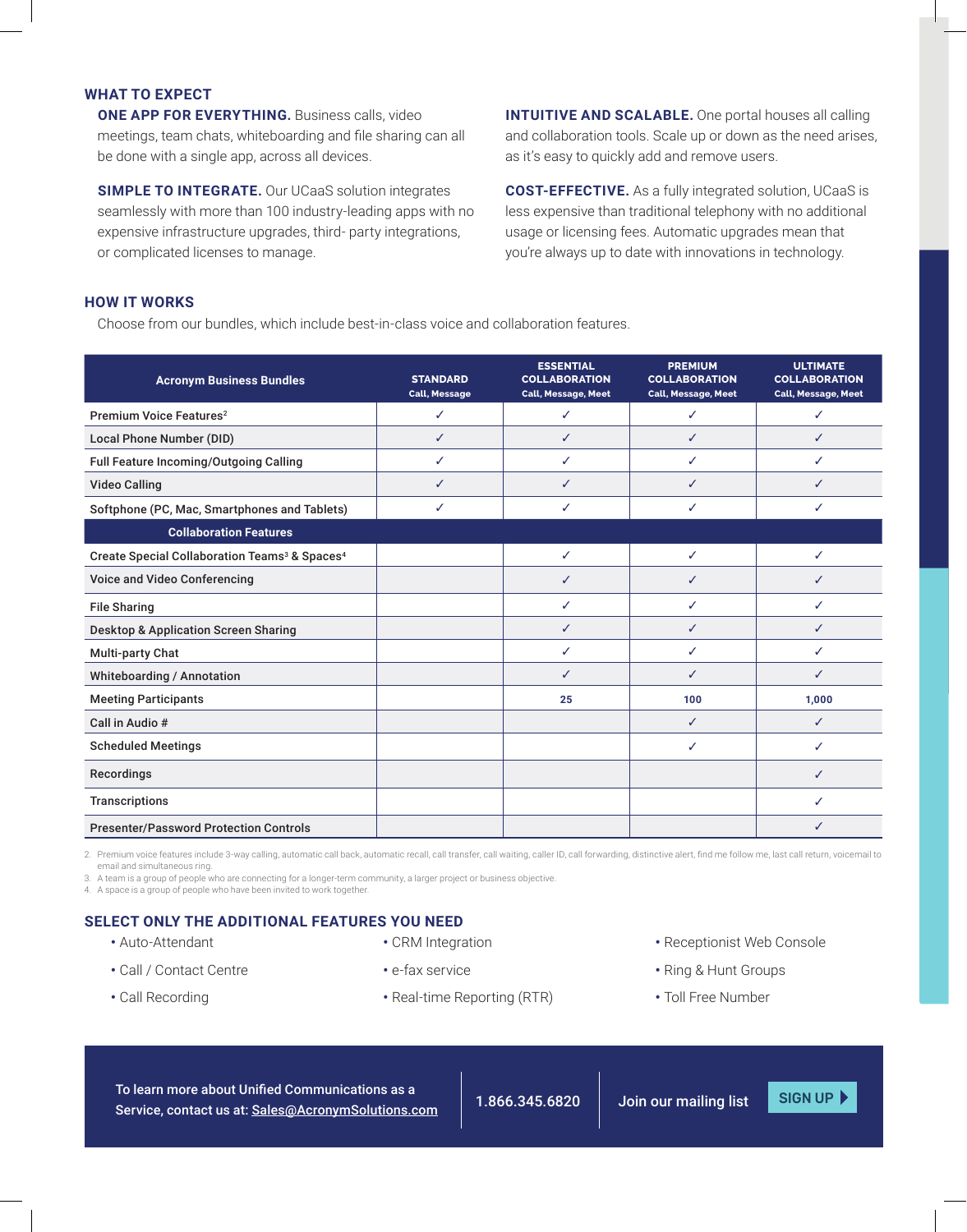## WHAT TO EXPECT

**ONE APP FOR EVERYTHING.** Business calls, video meetings, team chats, whiteboarding and file sharing can all be done with a single app, across all devices.

**SIMPLE TO INTEGRATE.** Our UCaaS solution integrates seamlessly with more than 100 industry-leading apps with no expensive infrastructure upgrades, third- party integrations, or complicated licenses to manage.

**INTUITIVE AND SCALABLE.** One portal houses all calling and collaboration tools. Scale up or down as the need arises, as it's easy to quickly add and remove users.

**COST-EFFECTIVE.** As a fully integrated solution, UCaaS is less expensive than traditional telephony with no additional usage or licensing fees. Automatic upgrades mean that you're always up to date with innovations in technology.

## HOW IT WORKS

Choose from our bundles, which include best-in-class voice and collaboration features.

| Acronym Business Bundles | STANDARD Call, Message | ESSENTIAL COLLABORATION Call, Message, Meet | PREMIUM COLLABORATION Call, Message, Meet | ULTIMATE COLLABORATION Call, Message, Meet |
|---|---|---|---|---|
| Premium Voice Features[2] | ✓ | ✓ | ✓ | ✓ |
| Local Phone Number (DID) | ✓ | ✓ | ✓ | ✓ |
| Full Feature Incoming/Outgoing Calling | ✓ | ✓ | ✓ | ✓ |
| Video Calling | ✓ | ✓ | ✓ | ✓ |
| Softphone (PC, Mac, Smartphones and Tablets) | ✓ | ✓ | ✓ | ✓ |
| **Collaboration Features** | | | | |
| Create Special Collaboration Teams[3] & Spaces[4] | | ✓ | ✓ | ✓ |
| Voice and Video Conferencing | | ✓ | ✓ | ✓ |
| File Sharing | | ✓ | ✓ | ✓ |
| Desktop & Application Screen Sharing | | ✓ | ✓ | ✓ |
| Multi-party Chat | | ✓ | ✓ | ✓ |
| Whiteboarding / Annotation | | ✓ | ✓ | ✓ |
| Meeting Participants | | 25 | 100 | 1,000 |
| Call in Audio # | | | ✓ | ✓ |
| Scheduled Meetings | | | ✓ | ✓ |
| Recordings | | | | ✓ |
| Transcriptions | | | | ✓ |
| Presenter/Password Protection Controls | | | | ✓ |

2. Premium voice features include 3-way calling, automatic call back, automatic recall, call transfer, call waiting, caller ID, call forwarding, distinctive alert, find me follow me, last call return, voicemail to email and simultaneous ring.
3. A team is a group of people who are connecting for a longer-term community, a larger project or business objective.
4. A space is a group of people who have been invited to work together.

## SELECT ONLY THE ADDITIONAL FEATURES YOU NEED

- Auto-Attendant
- Call / Contact Centre
- Call Recording
- CRM Integration
- e-fax service
- Real-time Reporting (RTR)
- Receptionist Web Console
- Ring & Hunt Groups
- Toll Free Number

**To learn more about Unified Communications as a Service, contact us at: Sales@AcronymSolutions.com**

**1.866.345.6820**

**Join our mailing list** **SIGN UP**